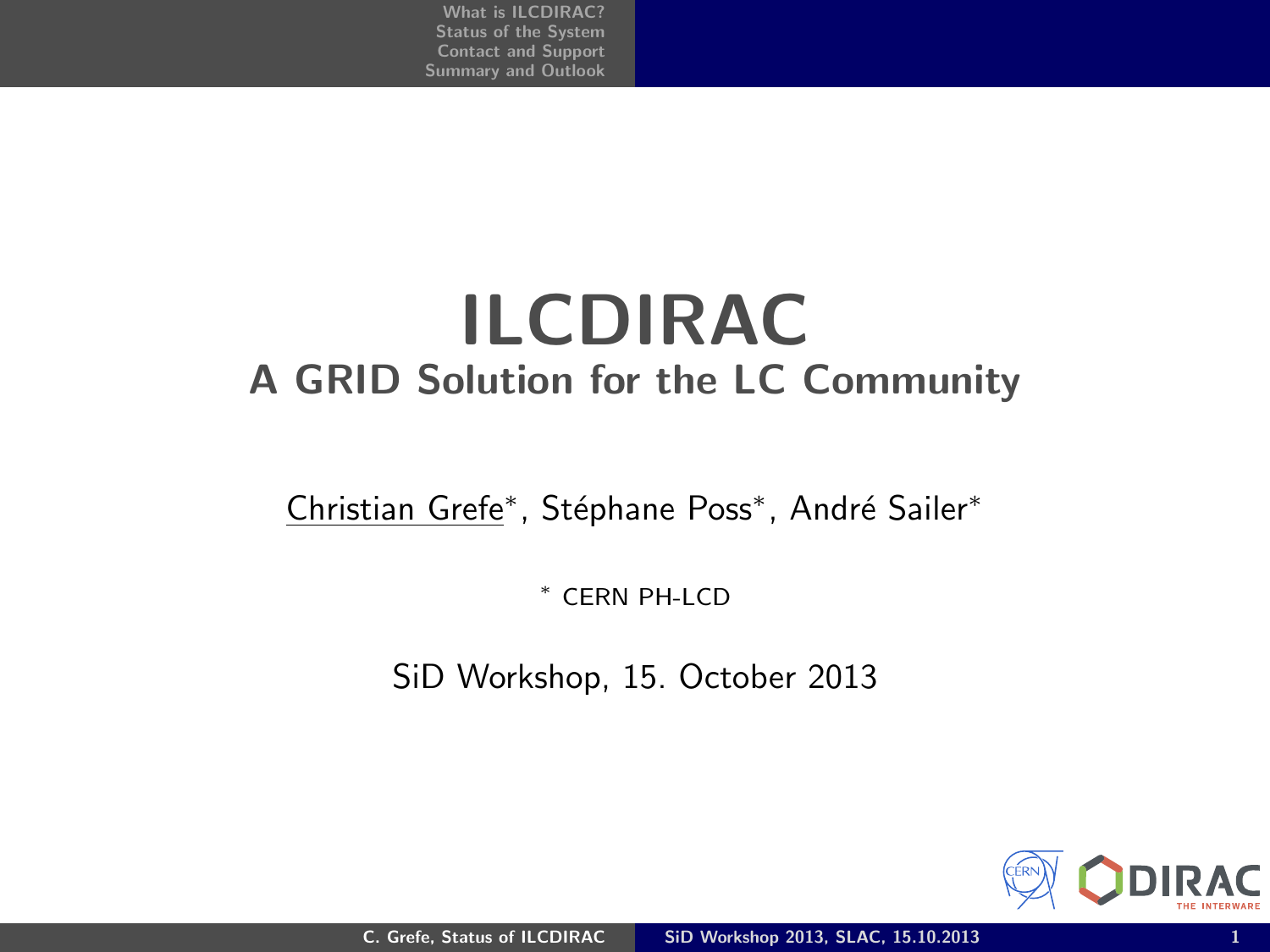# ILCDIRAC

## A GRID Solution for the LC Community

Christian Grefe*, Stéphane Poss*, André Sailer*

* CERN PH-LCD

SiD Workshop, 15. October 2013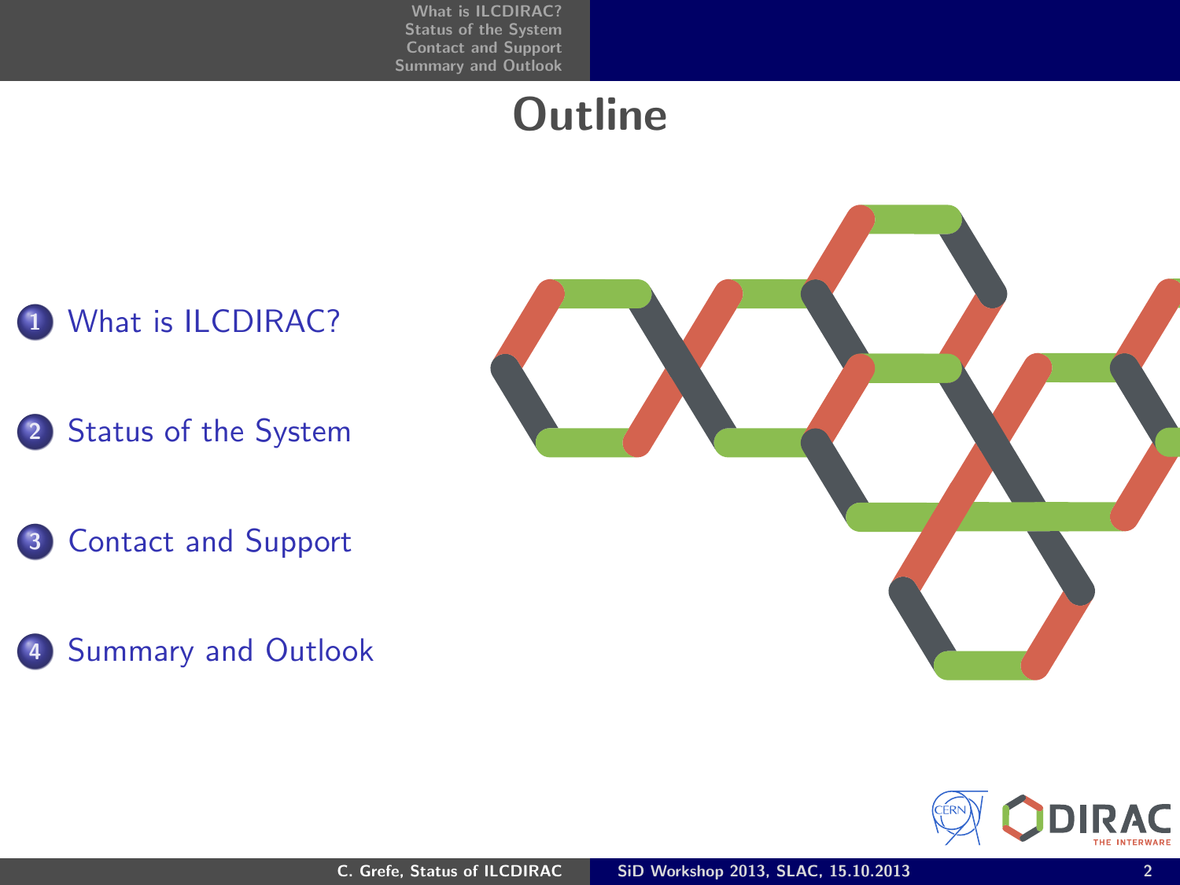# Outline

1. What is ILCDIRAC?
2. Status of the System
3. Contact and Support
4. Summary and Outlook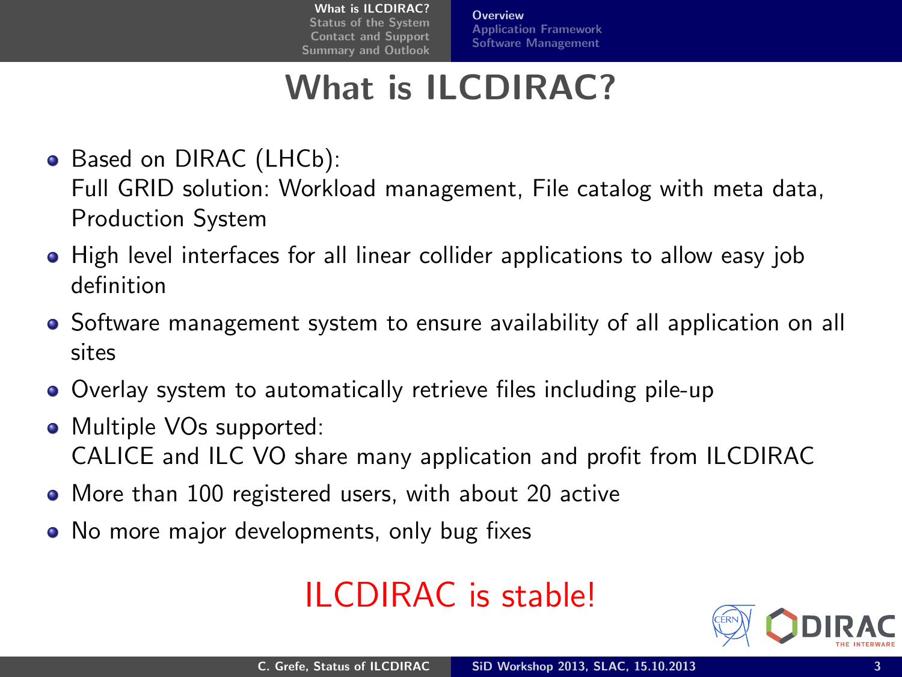# What is ILCDIRAC?

- Based on DIRAC (LHCb):
  Full GRID solution: Workload management, File catalog with meta data, Production System
- High level interfaces for all linear collider applications to allow easy job definition
- Software management system to ensure availability of all application on all sites
- Overlay system to automatically retrieve files including pile-up
- Multiple VOs supported:
  CALICE and ILC VO share many application and profit from ILCDIRAC
- More than 100 registered users, with about 20 active
- No more major developments, only bug fixes

ILCDIRAC is stable!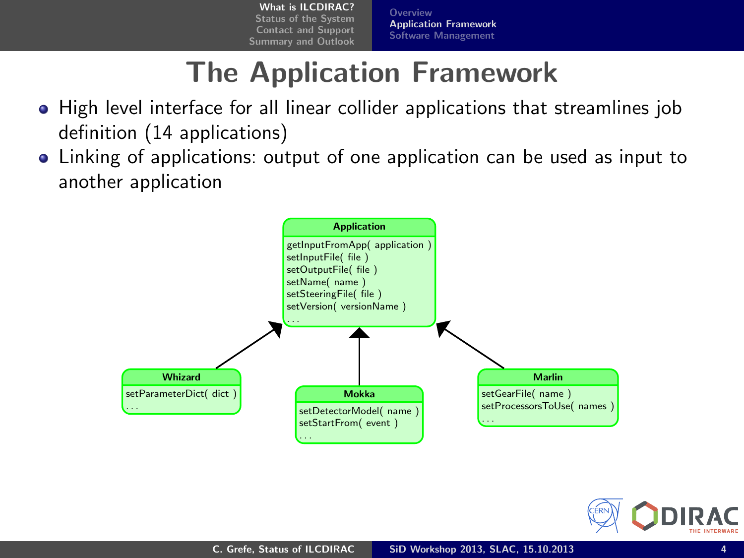# The Application Framework

- High level interface for all linear collider applications that streamlines job definition (14 applications)
- Linking of applications: output of one application can be used as input to another application

**Application**

getInputFromApp( application )
setInputFile( file )
setOutputFile( file )
setName( name )
setSteeringFile( file )
setVersion( versionName )
...

**Whizard**

setParameterDict( dict )
...

**Mokka**

setDetectorModel( name )
setStartFrom( event )
...

**Marlin**

setGearFile( name )
setProcessorsToUse( names )
...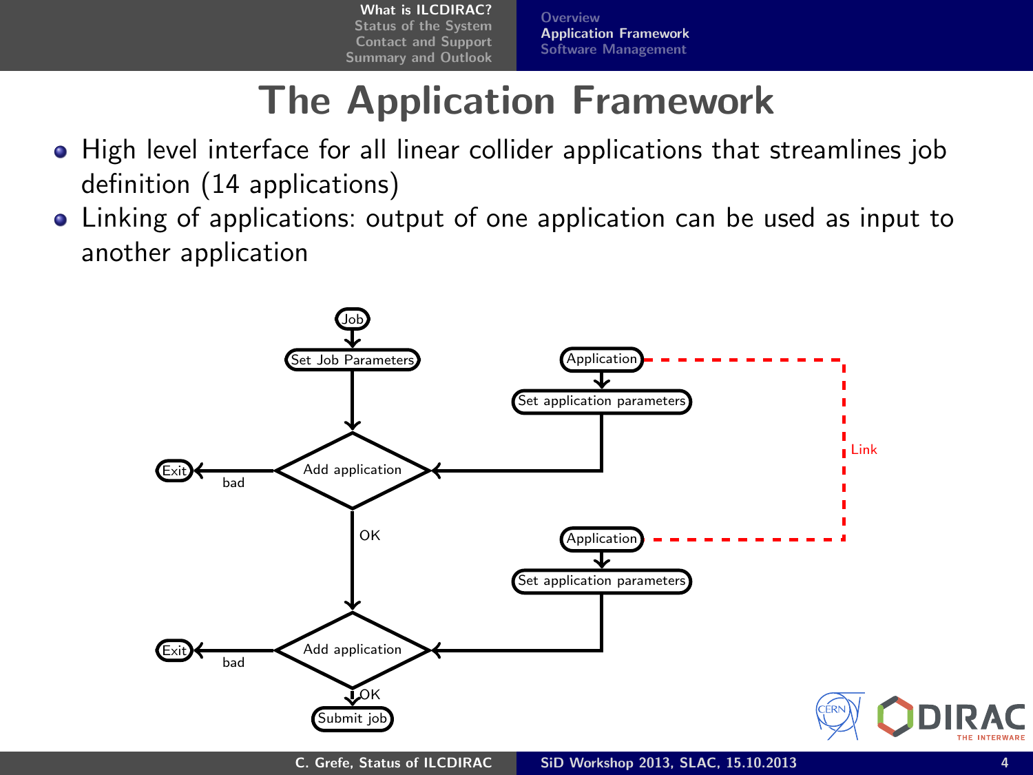# The Application Framework

- High level interface for all linear collider applications that streamlines job definition (14 applications)
- Linking of applications: output of one application can be used as input to another application

Job → Set Job Parameters → Add application

Application → Set application parameters → Add application

Add application: bad → Exit; OK → Add application

Application → Set application parameters → Add application

Add application: bad → Exit; OK → Submit job

Link (between the two Applications)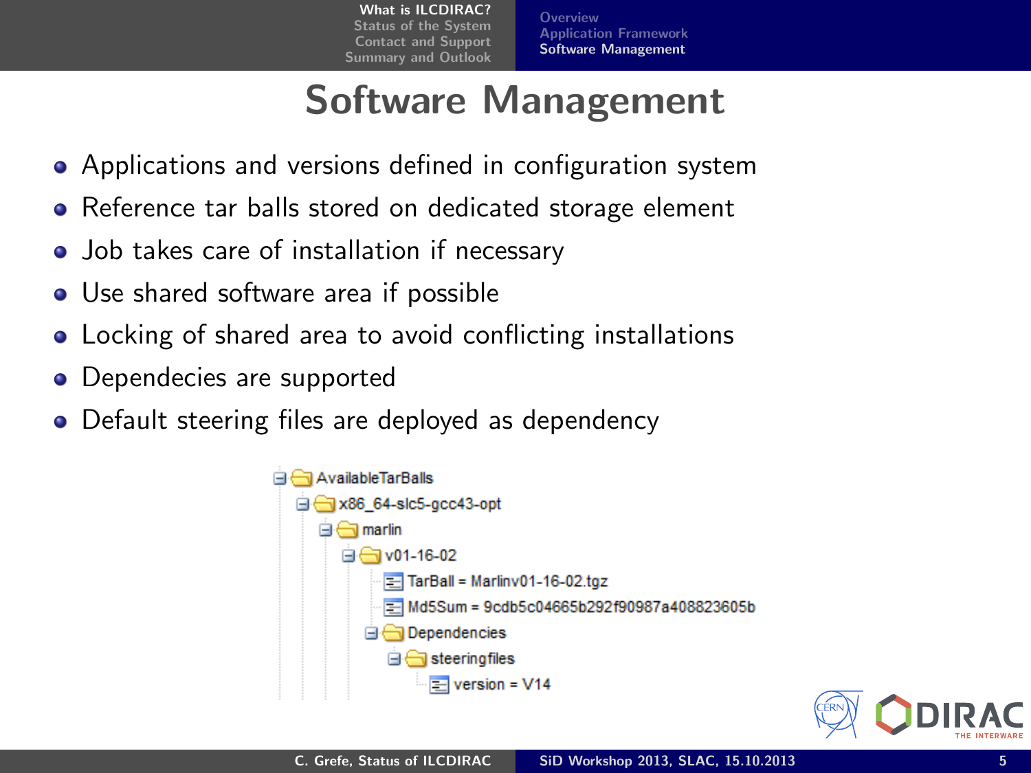# Software Management

- Applications and versions defined in configuration system
- Reference tar balls stored on dedicated storage element
- Job takes care of installation if necessary
- Use shared software area if possible
- Locking of shared area to avoid conflicting installations
- Dependecies are supported
- Default steering files are deployed as dependency

```
AvailableTarBalls
  x86_64-slc5-gcc43-opt
    marlin
      v01-16-02
        TarBall = Marlinv01-16-02.tgz
        Md5Sum = 9cdb5c04665b292f90987a408823605b
        Dependencies
          steeringfiles
            version = V14
```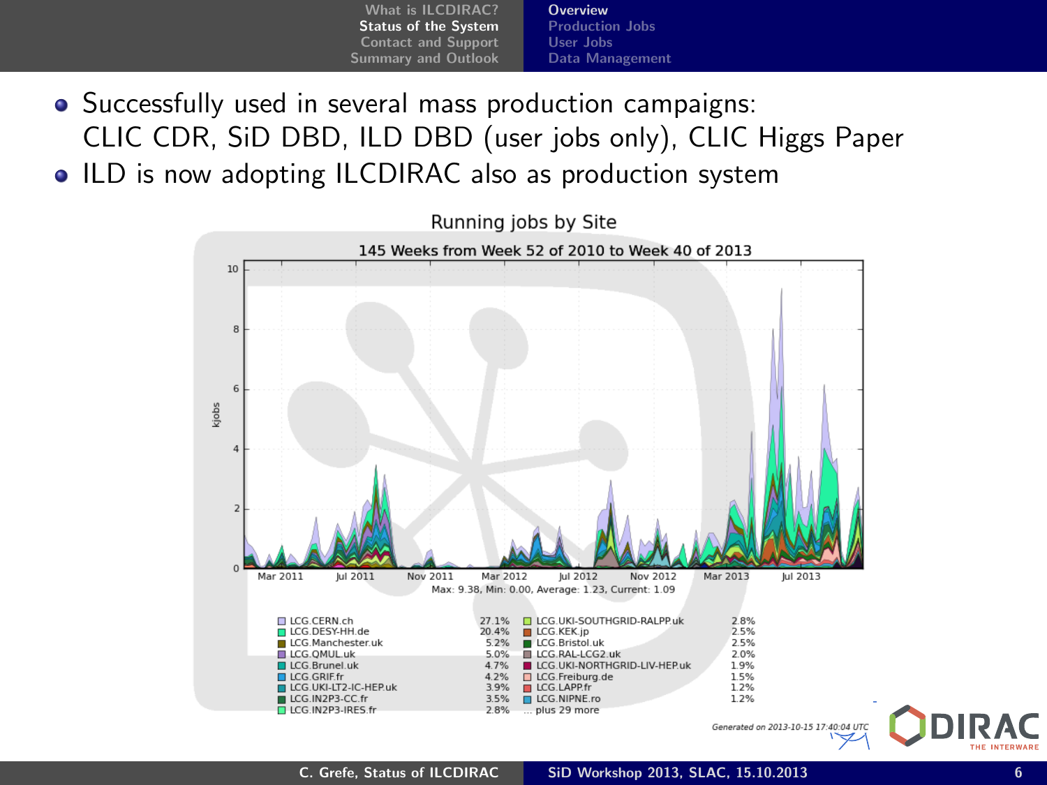- Successfully used in several mass production campaigns: CLIC CDR, SiD DBD, ILD DBD (user jobs only), CLIC Higgs Paper
- ILD is now adopting ILCDIRAC also as production system

Running jobs by Site

145 Weeks from Week 52 of 2010 to Week 40 of 2013

Max: 9.38, Min: 0.00, Average: 1.23, Current: 1.09

| Site | % | Site | % |
|---|---|---|---|
| LCG.CERN.ch | 27.1% | LCG.UKI-SOUTHGRID-RALPP.uk | 2.8% |
| LCG.DESY-HH.de | 20.4% | LCG.KEK.jp | 2.5% |
| LCG.Manchester.uk | 5.2% | LCG.Bristol.uk | 2.5% |
| LCG.QMUL.uk | 5.0% | LCG.RAL-LCG2.uk | 2.0% |
| LCG.Brunel.uk | 4.7% | LCG.UKI-NORTHGRID-LIV-HEP.uk | 1.9% |
| LCG.GRIF.fr | 4.2% | LCG.Freiburg.de | 1.5% |
| LCG.UKI-LT2-IC-HEP.uk | 3.9% | LCG.LAPP.fr | 1.2% |
| LCG.IN2P3-CC.fr | 3.5% | LCG.NIPNE.ro | 1.2% |
| LCG.IN2P3-IRES.fr | 2.8% | ... plus 29 more | |

Generated on 2013-10-15 17:40:04 UTC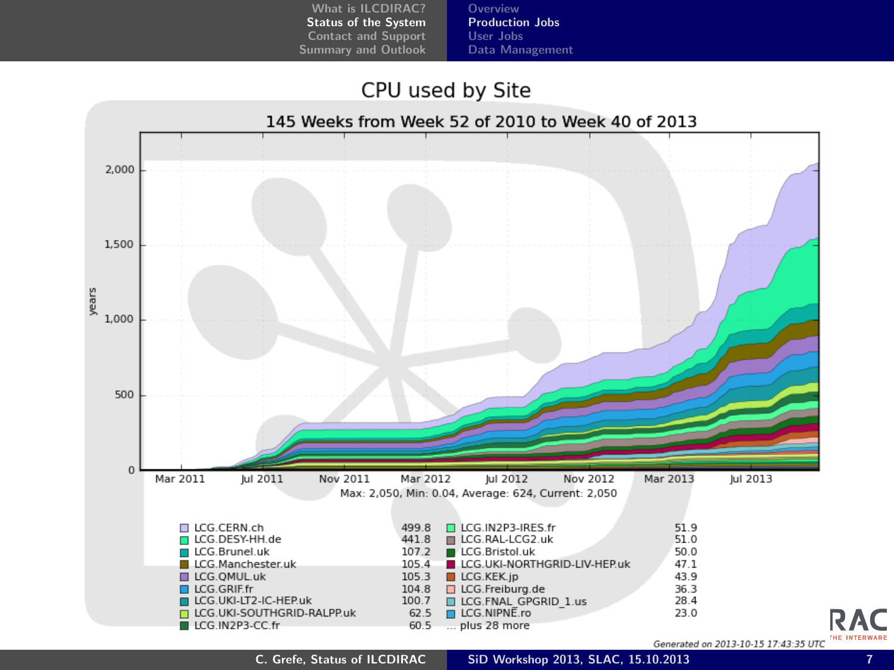# CPU used by Site

145 Weeks from Week 52 of 2010 to Week 40 of 2013

Max: 2,050, Min: 0.04, Average: 624, Current: 2,050

| Site | | Site | |
|---|---|---|---|
| LCG.CERN.ch | 499.8 | LCG.IN2P3-IRES.fr | 51.9 |
| LCG.DESY-HH.de | 441.8 | LCG.RAL-LCG2.uk | 51.0 |
| LCG.Brunel.uk | 107.2 | LCG.Bristol.uk | 50.0 |
| LCG.Manchester.uk | 105.4 | LCG.UKI-NORTHGRID-LIV-HEP.uk | 47.1 |
| LCG.QMUL.uk | 105.3 | LCG.KEK.jp | 43.9 |
| LCG.GRIF.fr | 104.8 | LCG.Freiburg.de | 36.3 |
| LCG.UKI-LT2-IC-HEP.uk | 100.7 | LCG.FNAL_GPGRID_1.us | 28.4 |
| LCG.UKI-SOUTHGRID-RALPP.uk | 62.5 | LCG.NIPNE.ro | 23.0 |
| LCG.IN2P3-CC.fr | 60.5 | ... plus 28 more | |

*Generated on 2013-10-15 17:43:35 UTC*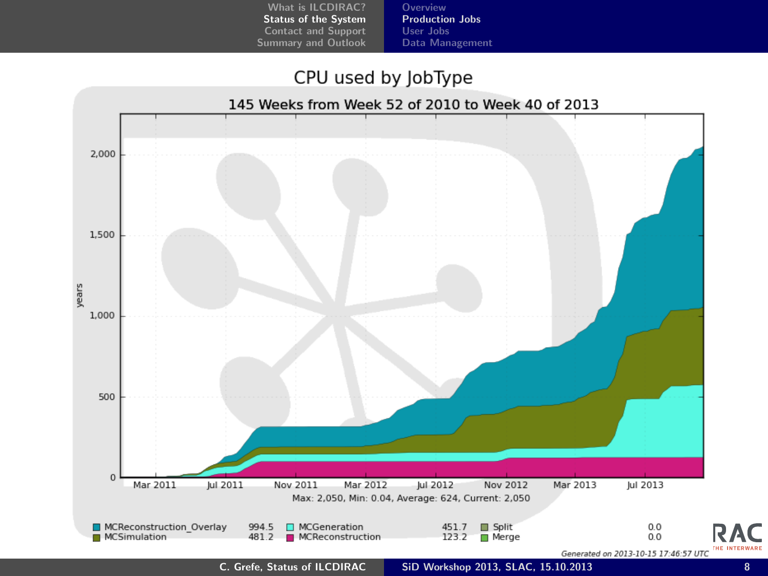# CPU used by JobType

145 Weeks from Week 52 of 2010 to Week 40 of 2013

Max: 2,050, Min: 0.04, Average: 624, Current: 2,050

| JobType | Value | JobType | Value | JobType | Value |
|---|---|---|---|---|---|
| MCReconstruction_Overlay | 994.5 | MCGeneration | 451.7 | Split | 0.0 |
| MCSimulation | 481.2 | MCReconstruction | 123.2 | Merge | 0.0 |

Generated on 2013-10-15 17:46:57 UTC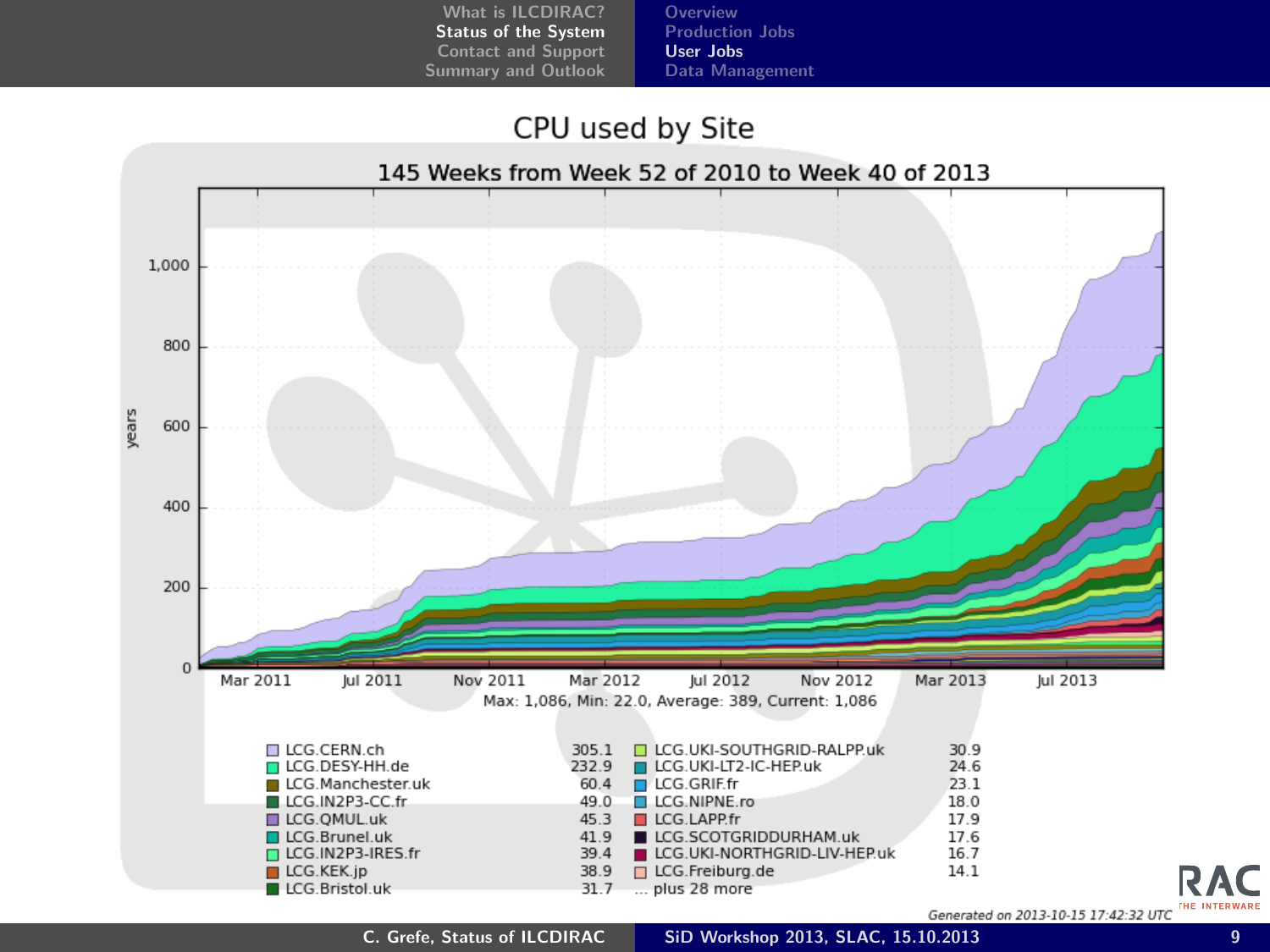## CPU used by Site

### 145 Weeks from Week 52 of 2010 to Week 40 of 2013

Max: 1,086, Min: 22.0, Average: 389, Current: 1,086

| Site | Value | Site | Value |
|---|---|---|---|
| LCG.CERN.ch | 305.1 | LCG.UKI-SOUTHGRID-RALPP.uk | 30.9 |
| LCG.DESY-HH.de | 232.9 | LCG.UKI-LT2-IC-HEP.uk | 24.6 |
| LCG.Manchester.uk | 60.4 | LCG.GRIF.fr | 23.1 |
| LCG.IN2P3-CC.fr | 49.0 | LCG.NIPNE.ro | 18.0 |
| LCG.QMUL.uk | 45.3 | LCG.LAPP.fr | 17.9 |
| LCG.Brunel.uk | 41.9 | LCG.SCOTGRIDDURHAM.uk | 17.6 |
| LCG.IN2P3-IRES.fr | 39.4 | LCG.UKI-NORTHGRID-LIV-HEP.uk | 16.7 |
| LCG.KEK.jp | 38.9 | LCG.Freiburg.de | 14.1 |
| LCG.Bristol.uk | 31.7 | ... plus 28 more | |

*Generated on 2013-10-15 17:42:32 UTC*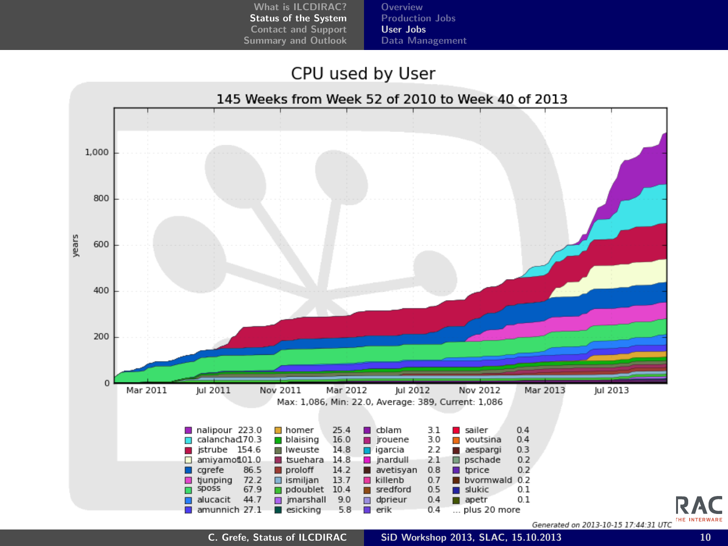# CPU used by User

## 145 Weeks from Week 52 of 2010 to Week 40 of 2013

Max: 1,086, Min: 22.0, Average: 389, Current: 1,086

| User | CPU | User | CPU | User | CPU | User | CPU |
|---|---|---|---|---|---|---|---|
| nalipour | 223.0 | homer | 25.4 | cblam | 3.1 | sailer | 0.4 |
| calanchad | 170.3 | blaising | 16.0 | jrouene | 3.0 | voutsina | 0.4 |
| jstrube | 154.6 | lweuste | 14.8 | igarcia | 2.2 | aespargi | 0.3 |
| amiyamot | 101.0 | tsuehara | 14.8 | jnardull | 2.1 | pschade | 0.2 |
| cgrefe | 86.5 | proloff | 14.2 | avetisyan | 0.8 | tprice | 0.2 |
| tjunping | 72.2 | ismiljan | 13.7 | killenb | 0.7 | bvormwald | 0.2 |
| sposs | 67.9 | pdoublet | 10.4 | sredford | 0.5 | slukic | 0.1 |
| alucacit | 44.7 | jmarshall | 9.0 | dprieur | 0.4 | apetr | 0.1 |
| amunnich | 27.1 | esicking | 5.8 | erik | 0.4 | ... plus 20 more | |

*Generated on 2013-10-15 17:44:31 UTC*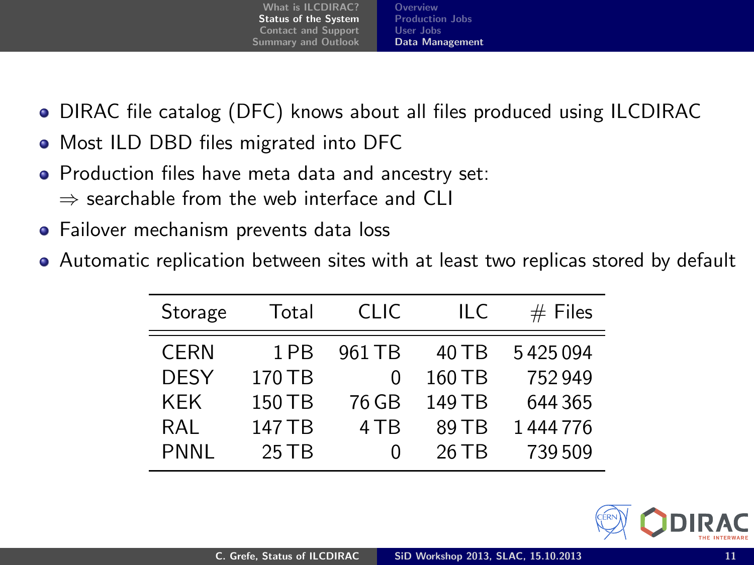- DIRAC file catalog (DFC) knows about all files produced using ILCDIRAC
- Most ILD DBD files migrated into DFC
- Production files have meta data and ancestry set:
  $\Rightarrow$ searchable from the web interface and CLI
- Failover mechanism prevents data loss
- Automatic replication between sites with at least two replicas stored by default

| Storage | Total | CLIC | ILC | # Files |
|---|---|---|---|---|
| CERN | 1 PB | 961 TB | 40 TB | 5 425 094 |
| DESY | 170 TB | 0 | 160 TB | 752 949 |
| KEK | 150 TB | 76 GB | 149 TB | 644 365 |
| RAL | 147 TB | 4 TB | 89 TB | 1 444 776 |
| PNNL | 25 TB | 0 | 26 TB | 739 509 |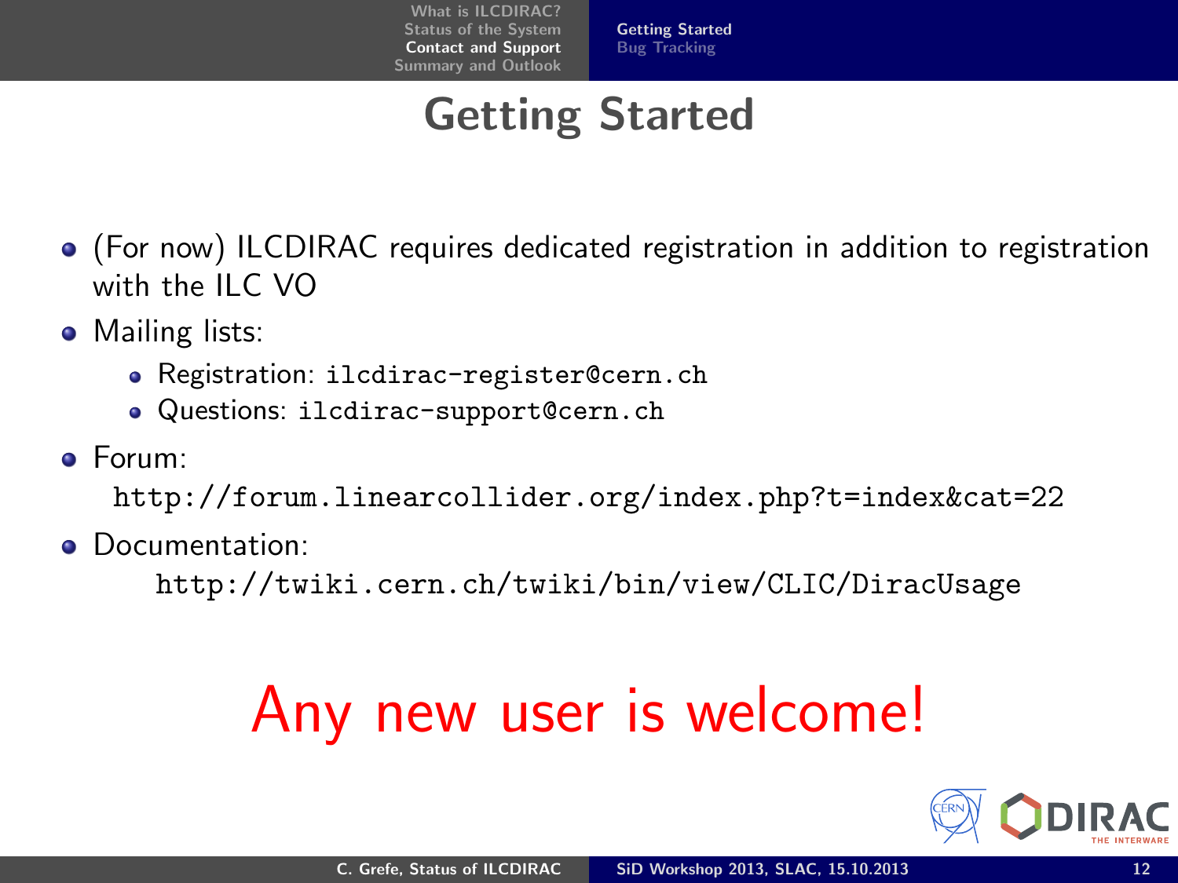# Getting Started

- (For now) ILCDIRAC requires dedicated registration in addition to registration with the ILC VO
- Mailing lists:
  - Registration: `ilcdirac-register@cern.ch`
  - Questions: `ilcdirac-support@cern.ch`
- Forum:
  `http://forum.linearcollider.org/index.php?t=index&cat=22`
- Documentation:
  `http://twiki.cern.ch/twiki/bin/view/CLIC/DiracUsage`

**Any new user is welcome!**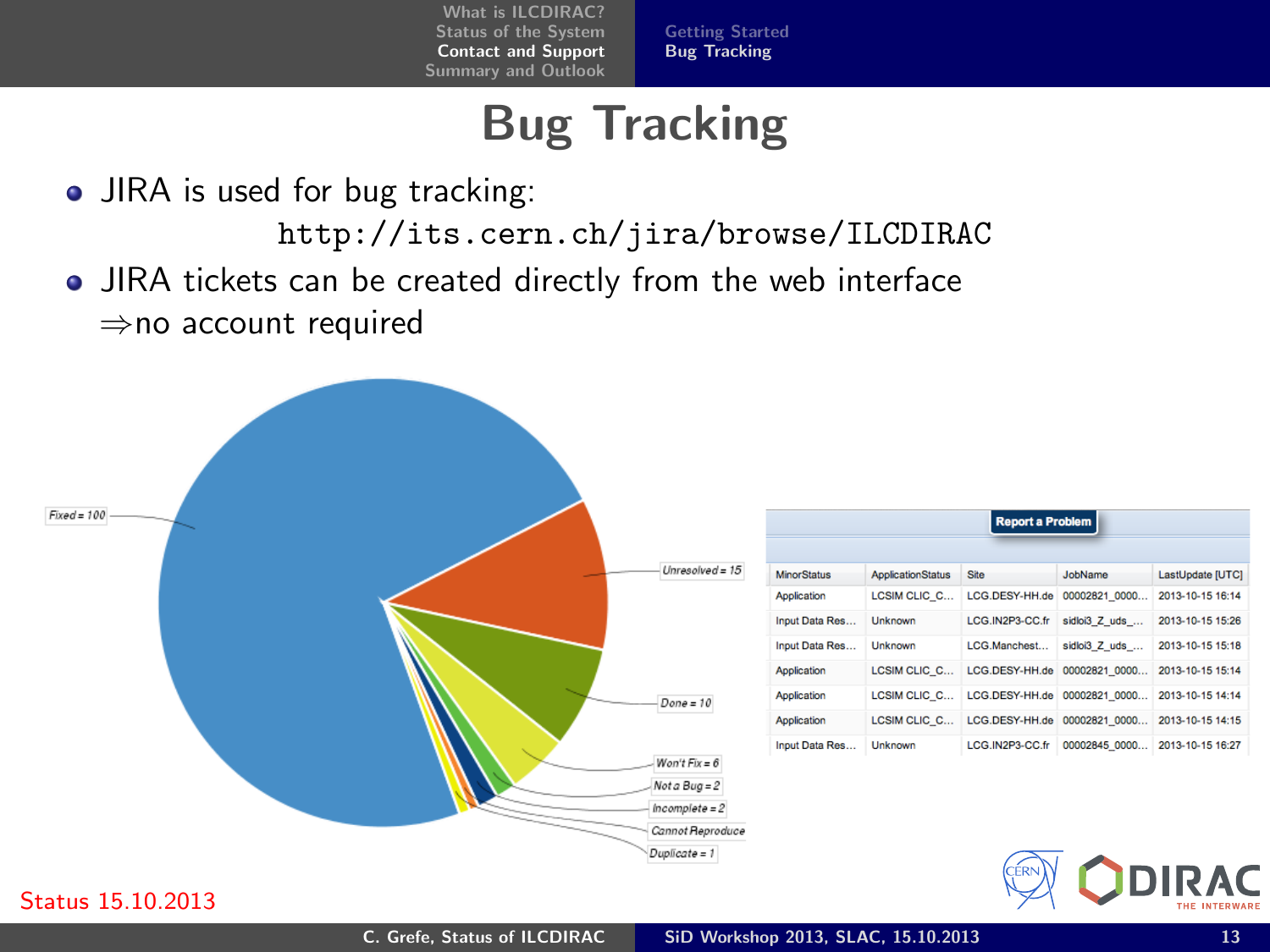# Bug Tracking

- JIRA is used for bug tracking:

  `http://its.cern.ch/jira/browse/ILCDIRAC`

- JIRA tickets can be created directly from the web interface
  ⇒no account required

Fixed = 100
Unresolved = 15
Done = 10
Won't Fix = 6
Not a Bug = 2
Incomplete = 2
Cannot Reproduce
Duplicate = 1

Report a Problem

| MinorStatus | ApplicationStatus | Site | JobName | LastUpdate [UTC] |
|---|---|---|---|---|
| Application | LCSIM CLIC_C... | LCG.DESY-HH.de | 00002821_0000... | 2013-10-15 16:14 |
| Input Data Res... | Unknown | LCG.IN2P3-CC.fr | sidloi3_Z_uds_... | 2013-10-15 15:26 |
| Input Data Res... | Unknown | LCG.Manchest... | sidloi3_Z_uds_... | 2013-10-15 15:18 |
| Application | LCSIM CLIC_C... | LCG.DESY-HH.de | 00002821_0000... | 2013-10-15 15:14 |
| Application | LCSIM CLIC_C... | LCG.DESY-HH.de | 00002821_0000... | 2013-10-15 14:14 |
| Application | LCSIM CLIC_C... | LCG.DESY-HH.de | 00002821_0000... | 2013-10-15 14:15 |
| Input Data Res... | Unknown | LCG.IN2P3-CC.fr | 00002845_0000... | 2013-10-15 16:27 |

Status 15.10.2013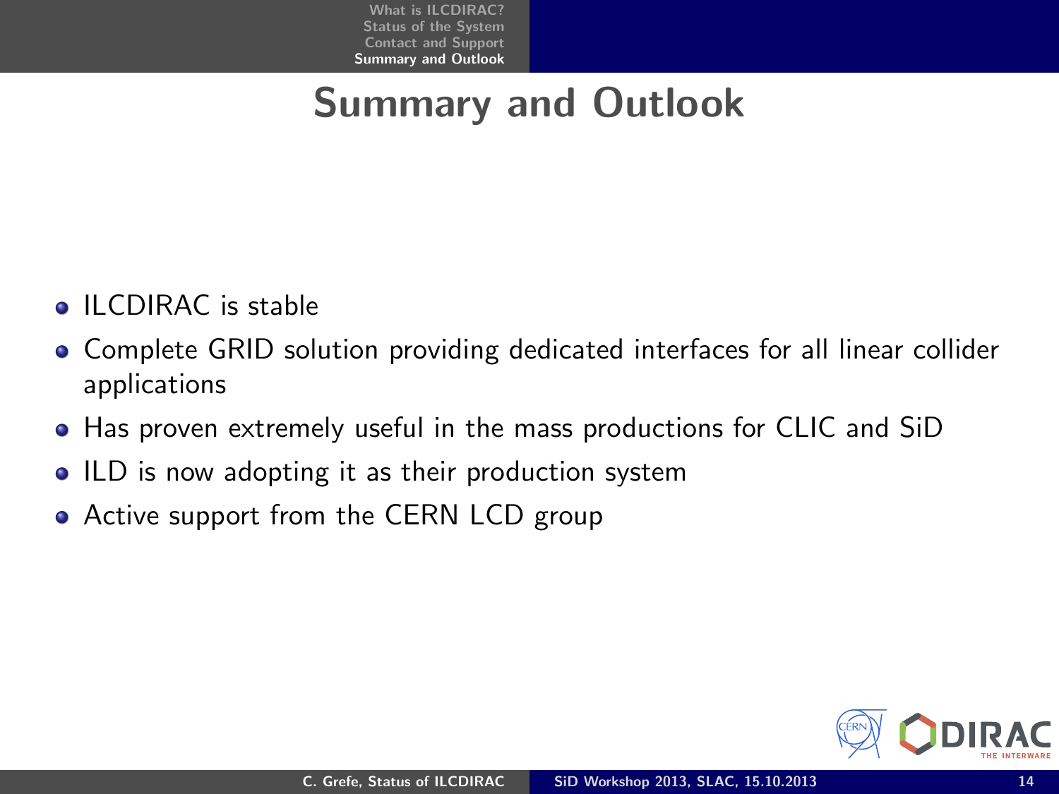# Summary and Outlook

- ILCDIRAC is stable
- Complete GRID solution providing dedicated interfaces for all linear collider applications
- Has proven extremely useful in the mass productions for CLIC and SiD
- ILD is now adopting it as their production system
- Active support from the CERN LCD group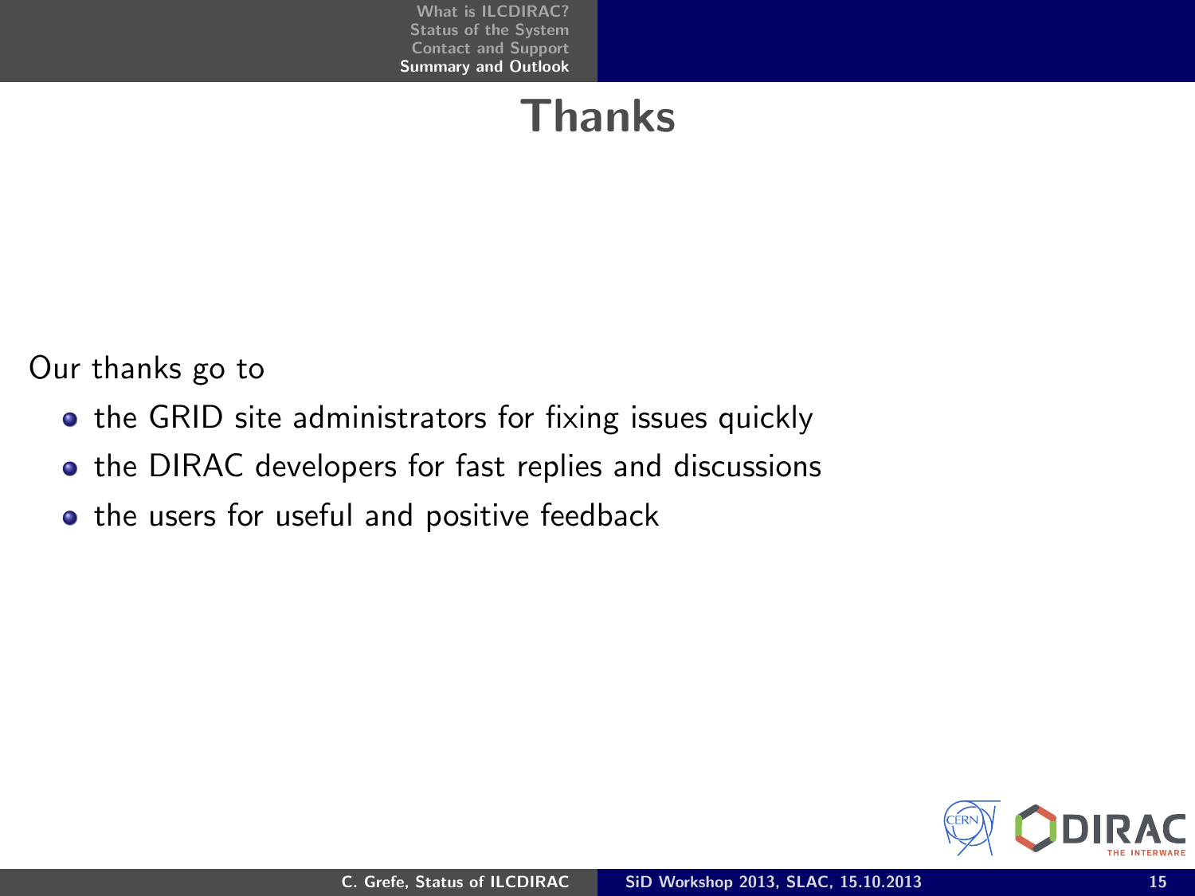# Thanks

Our thanks go to

- the GRID site administrators for fixing issues quickly
- the DIRAC developers for fast replies and discussions
- the users for useful and positive feedback